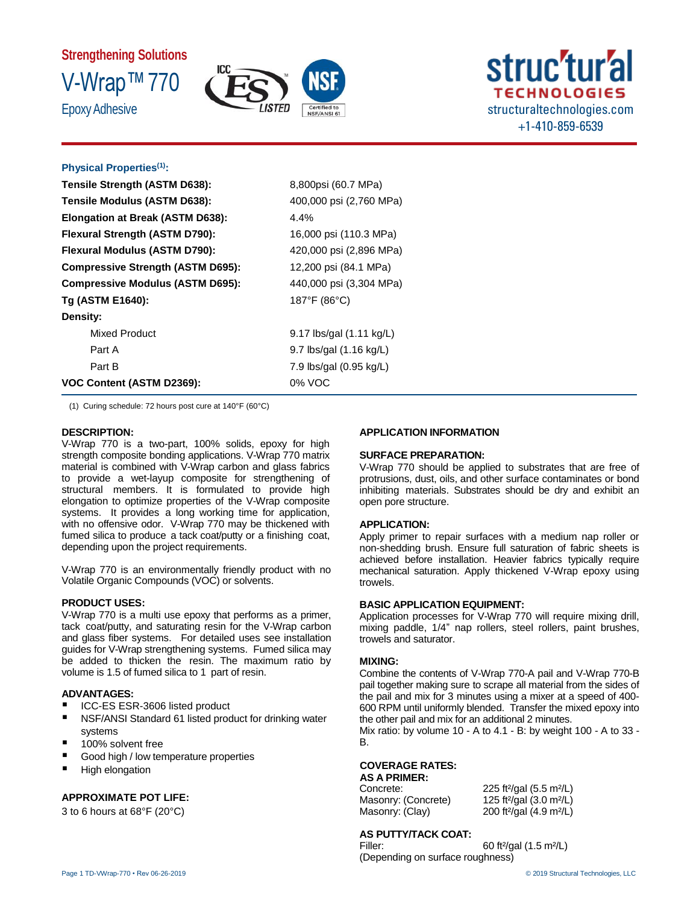Strengthening Solutions

# V-Wrap™ 770

Epoxy Adhesive

structural TECHNOLOGIES
structuraltechnologies.com
+1-410-859-6539

### Physical Properties[1]:

| | |
|---|---|
| **Tensile Strength (ASTM D638):** | 8,800psi (60.7 MPa) |
| **Tensile Modulus (ASTM D638):** | 400,000 psi (2,760 MPa) |
| **Elongation at Break (ASTM D638):** | 4.4% |
| **Flexural Strength (ASTM D790):** | 16,000 psi (110.3 MPa) |
| **Flexural Modulus (ASTM D790):** | 420,000 psi (2,896 MPa) |
| **Compressive Strength (ASTM D695):** | 12,200 psi (84.1 MPa) |
| **Compressive Modulus (ASTM D695):** | 440,000 psi (3,304 MPa) |
| **Tg (ASTM E1640):** | 187°F (86°C) |
| **Density:** | |
| Mixed Product | 9.17 lbs/gal (1.11 kg/L) |
| Part A | 9.7 lbs/gal (1.16 kg/L) |
| Part B | 7.9 lbs/gal (0.95 kg/L) |
| **VOC Content (ASTM D2369):** | 0% VOC |

(1) Curing schedule: 72 hours post cure at 140°F (60°C)

### DESCRIPTION:

V-Wrap 770 is a two-part, 100% solids, epoxy for high strength composite bonding applications. V-Wrap 770 matrix material is combined with V-Wrap carbon and glass fabrics to provide a wet-layup composite for strengthening of structural members. It is formulated to provide high elongation to optimize properties of the V-Wrap composite systems. It provides a long working time for application, with no offensive odor. V-Wrap 770 may be thickened with fumed silica to produce a tack coat/putty or a finishing coat, depending upon the project requirements.

V-Wrap 770 is an environmentally friendly product with no Volatile Organic Compounds (VOC) or solvents.

### PRODUCT USES:

V-Wrap 770 is a multi use epoxy that performs as a primer, tack coat/putty, and saturating resin for the V-Wrap carbon and glass fiber systems. For detailed uses see installation guides for V-Wrap strengthening systems. Fumed silica may be added to thicken the resin. The maximum ratio by volume is 1.5 of fumed silica to 1 part of resin.

### ADVANTAGES:

- ICC-ES ESR-3606 listed product
- NSF/ANSI Standard 61 listed product for drinking water systems
- 100% solvent free
- Good high / low temperature properties
- High elongation

### APPROXIMATE POT LIFE:

3 to 6 hours at 68°F (20°C)

## APPLICATION INFORMATION

### SURFACE PREPARATION:

V-Wrap 770 should be applied to substrates that are free of protrusions, dust, oils, and other surface contaminates or bond inhibiting materials. Substrates should be dry and exhibit an open pore structure.

### APPLICATION:

Apply primer to repair surfaces with a medium nap roller or non-shedding brush. Ensure full saturation of fabric sheets is achieved before installation. Heavier fabrics typically require mechanical saturation. Apply thickened V-Wrap epoxy using trowels.

### BASIC APPLICATION EQUIPMENT:

Application processes for V-Wrap 770 will require mixing drill, mixing paddle, 1/4" nap rollers, steel rollers, paint brushes, trowels and saturator.

### MIXING:

Combine the contents of V-Wrap 770-A pail and V-Wrap 770-B pail together making sure to scrape all material from the sides of the pail and mix for 3 minutes using a mixer at a speed of 400-600 RPM until uniformly blended. Transfer the mixed epoxy into the other pail and mix for an additional 2 minutes.
Mix ratio: by volume 10 - A to 4.1 - B: by weight 100 - A to 33 - B.

### COVERAGE RATES:

**AS A PRIMER:**

| | |
|---|---|
| Concrete: | 225 ft²/gal (5.5 m²/L) |
| Masonry: (Concrete) | 125 ft²/gal (3.0 m²/L) |
| Masonry: (Clay) | 200 ft²/gal (4.9 m²/L) |

**AS PUTTY/TACK COAT:**

| | |
|---|---|
| Filler: | 60 ft²/gal (1.5 m²/L) |

(Depending on surface roughness)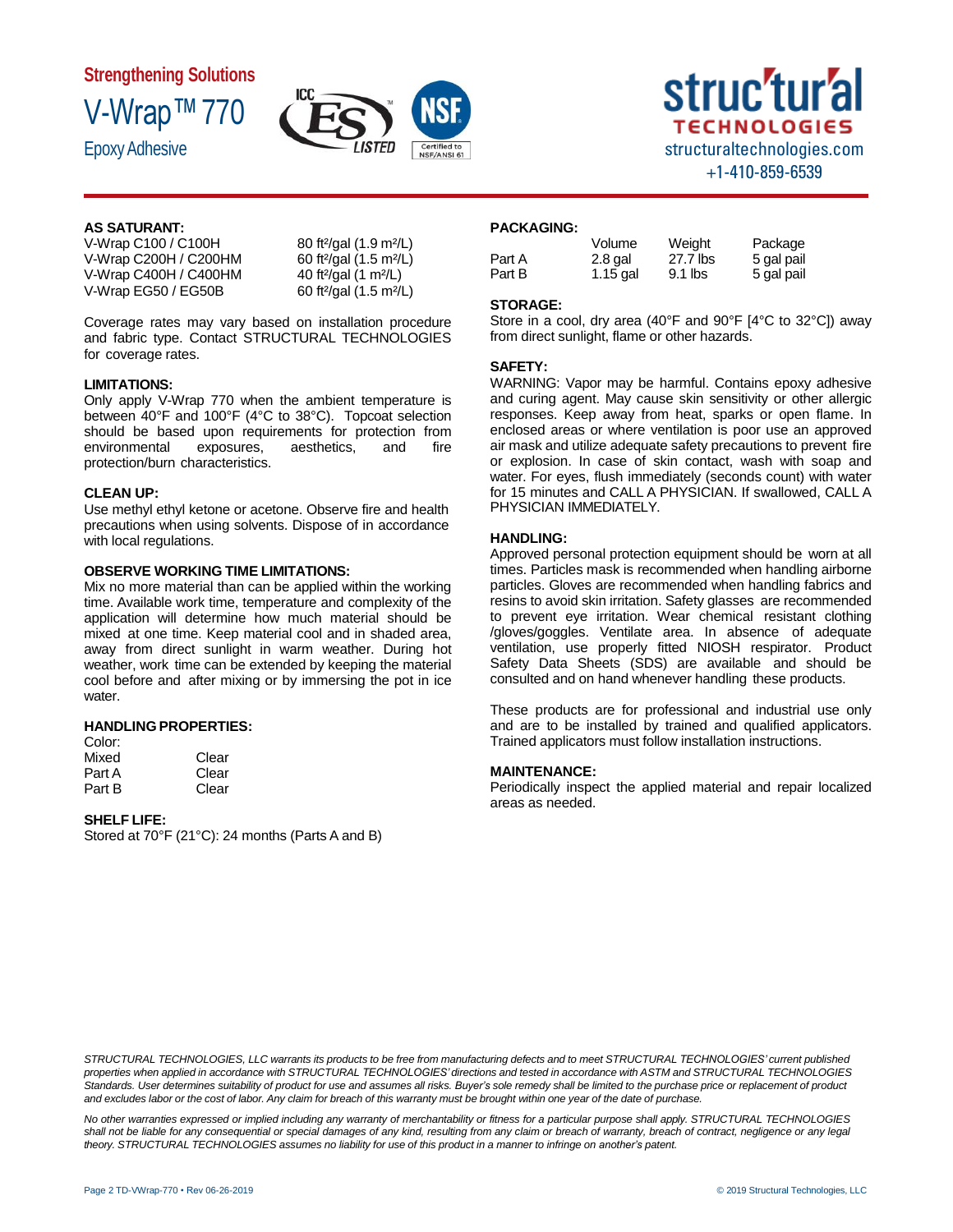**Strengthening Solutions**

# V-Wrap™ 770

Epoxy Adhesive

structural TECHNOLOGIES
structuraltechnologies.com
+1-410-859-6539

### AS SATURANT:

| | |
|---|---|
| V-Wrap C100 / C100H | 80 ft²/gal (1.9 m²/L) |
| V-Wrap C200H / C200HM | 60 ft²/gal (1.5 m²/L) |
| V-Wrap C400H / C400HM | 40 ft²/gal (1 m²/L) |
| V-Wrap EG50 / EG50B | 60 ft²/gal (1.5 m²/L) |

Coverage rates may vary based on installation procedure and fabric type. Contact STRUCTURAL TECHNOLOGIES for coverage rates.

### LIMITATIONS:

Only apply V-Wrap 770 when the ambient temperature is between 40°F and 100°F (4°C to 38°C). Topcoat selection should be based upon requirements for protection from environmental exposures, aesthetics, and fire protection/burn characteristics.

### CLEAN UP:

Use methyl ethyl ketone or acetone. Observe fire and health precautions when using solvents. Dispose of in accordance with local regulations.

### OBSERVE WORKING TIME LIMITATIONS:

Mix no more material than can be applied within the working time. Available work time, temperature and complexity of the application will determine how much material should be mixed at one time. Keep material cool and in shaded area, away from direct sunlight in warm weather. During hot weather, work time can be extended by keeping the material cool before and after mixing or by immersing the pot in ice water.

### HANDLING PROPERTIES:

Color:

| | |
|---|---|
| Mixed | Clear |
| Part A | Clear |
| Part B | Clear |

### SHELF LIFE:

Stored at 70°F (21°C): 24 months (Parts A and B)

### PACKAGING:

| | Volume | Weight | Package |
|---|---|---|---|
| Part A | 2.8 gal | 27.7 lbs | 5 gal pail |
| Part B | 1.15 gal | 9.1 lbs | 5 gal pail |

### STORAGE:

Store in a cool, dry area (40°F and 90°F [4°C to 32°C]) away from direct sunlight, flame or other hazards.

### SAFETY:

WARNING: Vapor may be harmful. Contains epoxy adhesive and curing agent. May cause skin sensitivity or other allergic responses. Keep away from heat, sparks or open flame. In enclosed areas or where ventilation is poor use an approved air mask and utilize adequate safety precautions to prevent fire or explosion. In case of skin contact, wash with soap and water. For eyes, flush immediately (seconds count) with water for 15 minutes and CALL A PHYSICIAN. If swallowed, CALL A PHYSICIAN IMMEDIATELY.

### HANDLING:

Approved personal protection equipment should be worn at all times. Particles mask is recommended when handling airborne particles. Gloves are recommended when handling fabrics and resins to avoid skin irritation. Safety glasses are recommended to prevent eye irritation. Wear chemical resistant clothing /gloves/goggles. Ventilate area. In absence of adequate ventilation, use properly fitted NIOSH respirator. Product Safety Data Sheets (SDS) are available and should be consulted and on hand whenever handling these products.

These products are for professional and industrial use only and are to be installed by trained and qualified applicators. Trained applicators must follow installation instructions.

### MAINTENANCE:

Periodically inspect the applied material and repair localized areas as needed.

*STRUCTURAL TECHNOLOGIES, LLC warrants its products to be free from manufacturing defects and to meet STRUCTURAL TECHNOLOGIES' current published properties when applied in accordance with STRUCTURAL TECHNOLOGIES' directions and tested in accordance with ASTM and STRUCTURAL TECHNOLOGIES Standards. User determines suitability of product for use and assumes all risks. Buyer's sole remedy shall be limited to the purchase price or replacement of product and excludes labor or the cost of labor. Any claim for breach of this warranty must be brought within one year of the date of purchase.*

*No other warranties expressed or implied including any warranty of merchantability or fitness for a particular purpose shall apply. STRUCTURAL TECHNOLOGIES shall not be liable for any consequential or special damages of any kind, resulting from any claim or breach of warranty, breach of contract, negligence or any legal theory. STRUCTURAL TECHNOLOGIES assumes no liability for use of this product in a manner to infringe on another's patent.*

© 2019 Structural Technologies, LLC